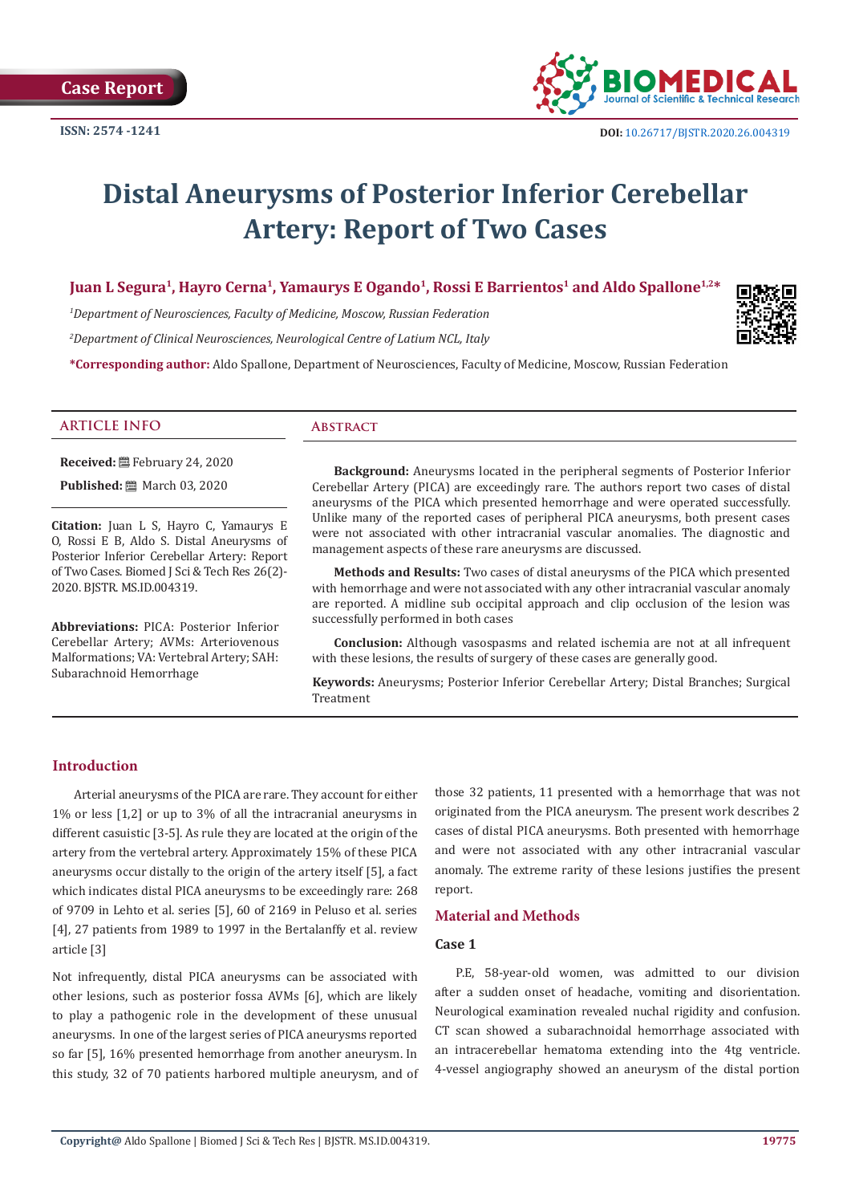Case Report

ISSN: 2574 -1241

DOI: 10.26717/BJSTR.2020.26.004319

# Distal Aneurysms of Posterior Inferior Cerebellar Artery: Report of Two Cases

**Juan L Segura[1], Hayro Cerna[1], Yamaurys E Ogando[1], Rossi E Barrientos[1] and Aldo Spallone[1,2]***

[1]*Department of Neurosciences, Faculty of Medicine, Moscow, Russian Federation*

[2]*Department of Clinical Neurosciences, Neurological Centre of Latium NCL, Italy*

***Corresponding author:** Aldo Spallone, Department of Neurosciences, Faculty of Medicine, Moscow, Russian Federation

## ARTICLE INFO

**Received:** February 24, 2020

**Published:** March 03, 2020

**Citation:** Juan L S, Hayro C, Yamaurys E O, Rossi E B, Aldo S. Distal Aneurysms of Posterior Inferior Cerebellar Artery: Report of Two Cases. Biomed J Sci & Tech Res 26(2)-2020. BJSTR. MS.ID.004319.

**Abbreviations:** PICA: Posterior Inferior Cerebellar Artery; AVMs: Arteriovenous Malformations; VA: Vertebral Artery; SAH: Subarachnoid Hemorrhage

## Abstract

**Background:** Aneurysms located in the peripheral segments of Posterior Inferior Cerebellar Artery (PICA) are exceedingly rare. The authors report two cases of distal aneurysms of the PICA which presented hemorrhage and were operated successfully. Unlike many of the reported cases of peripheral PICA aneurysms, both present cases were not associated with other intracranial vascular anomalies. The diagnostic and management aspects of these rare aneurysms are discussed.

**Methods and Results:** Two cases of distal aneurysms of the PICA which presented with hemorrhage and were not associated with any other intracranial vascular anomaly are reported. A midline sub occipital approach and clip occlusion of the lesion was successfully performed in both cases

**Conclusion:** Although vasospasms and related ischemia are not at all infrequent with these lesions, the results of surgery of these cases are generally good.

**Keywords:** Aneurysms; Posterior Inferior Cerebellar Artery; Distal Branches; Surgical Treatment

## Introduction

Arterial aneurysms of the PICA are rare. They account for either 1% or less [1,2] or up to 3% of all the intracranial aneurysms in different casuistic [3-5]. As rule they are located at the origin of the artery from the vertebral artery. Approximately 15% of these PICA aneurysms occur distally to the origin of the artery itself [5], a fact which indicates distal PICA aneurysms to be exceedingly rare: 268 of 9709 in Lehto et al. series [5], 60 of 2169 in Peluso et al. series [4], 27 patients from 1989 to 1997 in the Bertalanffy et al. review article [3]

Not infrequently, distal PICA aneurysms can be associated with other lesions, such as posterior fossa AVMs [6], which are likely to play a pathogenic role in the development of these unusual aneurysms. In one of the largest series of PICA aneurysms reported so far [5], 16% presented hemorrhage from another aneurysm. In this study, 32 of 70 patients harbored multiple aneurysm, and of those 32 patients, 11 presented with a hemorrhage that was not originated from the PICA aneurysm. The present work describes 2 cases of distal PICA aneurysms. Both presented with hemorrhage and were not associated with any other intracranial vascular anomaly. The extreme rarity of these lesions justifies the present report.

## Material and Methods

### Case 1

P.E, 58-year-old women, was admitted to our division after a sudden onset of headache, vomiting and disorientation. Neurological examination revealed nuchal rigidity and confusion. CT scan showed a subarachnoidal hemorrhage associated with an intracerebellar hematoma extending into the 4tg ventricle. 4-vessel angiography showed an aneurysm of the distal portion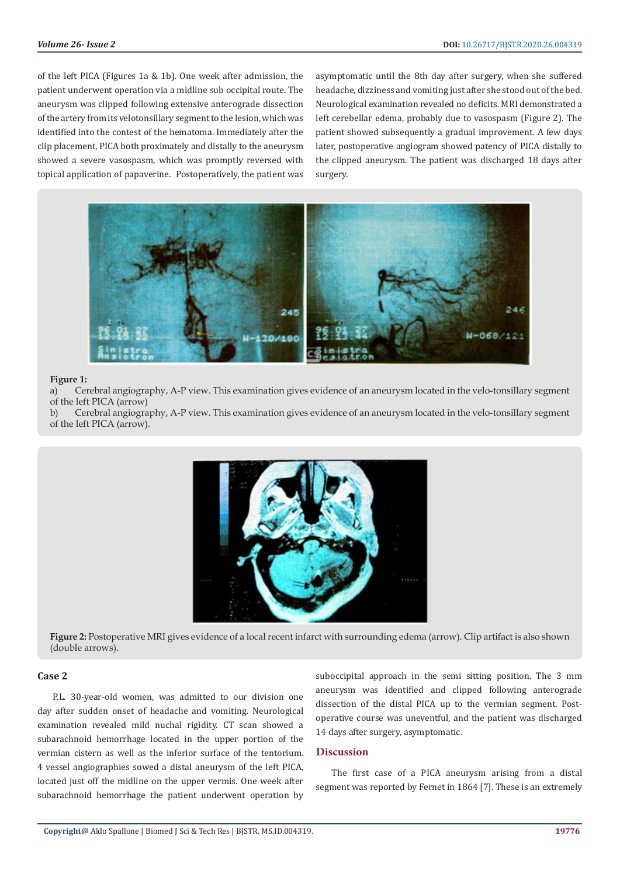of the left PICA (Figures 1a & 1b). One week after admission, the patient underwent operation via a midline sub occipital route. The aneurysm was clipped following extensive anterograde dissection of the artery from its velotonsillary segment to the lesion, which was identified into the contest of the hematoma. Immediately after the clip placement, PICA both proximately and distally to the aneurysm showed a severe vasospasm, which was promptly reversed with topical application of papaverine. Postoperatively, the patient was asymptomatic until the 8th day after surgery, when she suffered headache, dizziness and vomiting just after she stood out of the bed. Neurological examination revealed no deficits. MRI demonstrated a left cerebellar edema, probably due to vasospasm (Figure 2). The patient showed subsequently a gradual improvement. A few days later, postoperative angiogram showed patency of PICA distally to the clipped aneurysm. The patient was discharged 18 days after surgery.

**Figure 1:**
a) Cerebral angiography, A-P view. This examination gives evidence of an aneurysm located in the velo-tonsillary segment of the left PICA (arrow)
b) Cerebral angiography, A-P view. This examination gives evidence of an aneurysm located in the velo-tonsillary segment of the left PICA (arrow).

**Figure 2:** Postoperative MRI gives evidence of a local recent infarct with surrounding edema (arrow). Clip artifact is also shown (double arrows).

## Case 2

P.L. 30-year-old women, was admitted to our division one day after sudden onset of headache and vomiting. Neurological examination revealed mild nuchal rigidity. CT scan showed a subarachnoid hemorrhage located in the upper portion of the vermian cistern as well as the inferior surface of the tentorium. 4 vessel angiographies sowed a distal aneurysm of the left PICA, located just off the midline on the upper vermis. One week after subarachnoid hemorrhage the patient underwent operation by suboccipital approach in the semi sitting position. The 3 mm aneurysm was identified and clipped following anterograde dissection of the distal PICA up to the vermian segment. Post-operative course was uneventful, and the patient was discharged 14 days after surgery, asymptomatic.

## Discussion

The first case of a PICA aneurysm arising from a distal segment was reported by Fernet in 1864 [7]. These is an extremely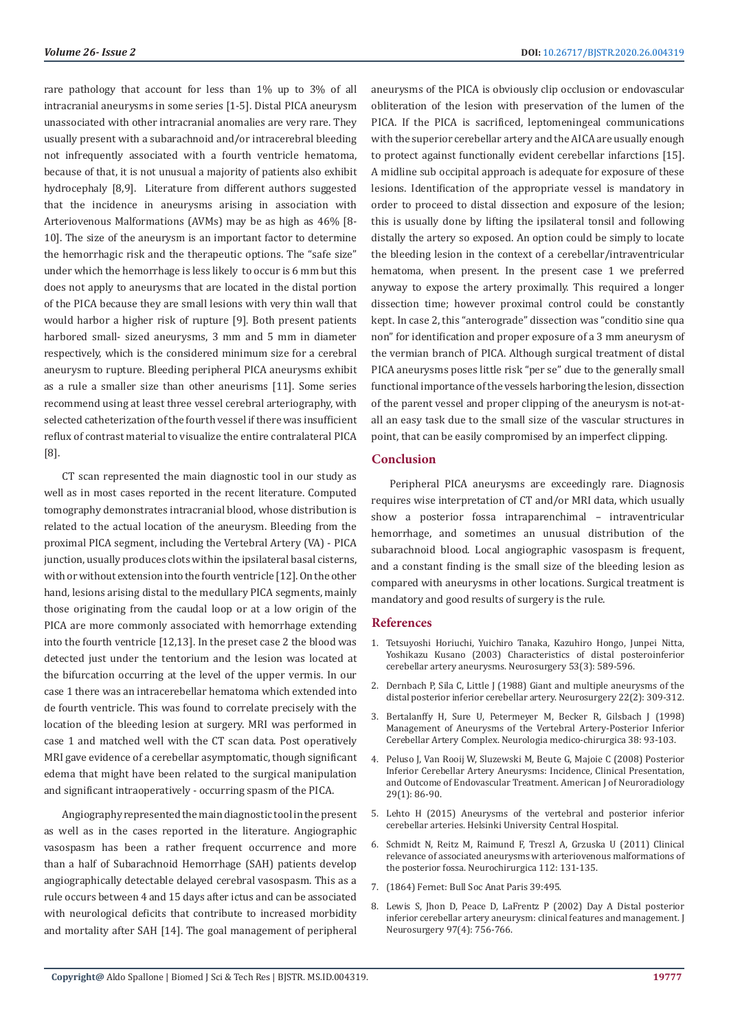rare pathology that account for less than 1% up to 3% of all intracranial aneurysms in some series [1-5]. Distal PICA aneurysm unassociated with other intracranial anomalies are very rare. They usually present with a subarachnoid and/or intracerebral bleeding not infrequently associated with a fourth ventricle hematoma, because of that, it is not unusual a majority of patients also exhibit hydrocephaly [8,9]. Literature from different authors suggested that the incidence in aneurysms arising in association with Arteriovenous Malformations (AVMs) may be as high as 46% [8-10]. The size of the aneurysm is an important factor to determine the hemorrhagic risk and the therapeutic options. The "safe size" under which the hemorrhage is less likely to occur is 6 mm but this does not apply to aneurysms that are located in the distal portion of the PICA because they are small lesions with very thin wall that would harbor a higher risk of rupture [9]. Both present patients harbored small- sized aneurysms, 3 mm and 5 mm in diameter respectively, which is the considered minimum size for a cerebral aneurysm to rupture. Bleeding peripheral PICA aneurysms exhibit as a rule a smaller size than other aneurisms [11]. Some series recommend using at least three vessel cerebral arteriography, with selected catheterization of the fourth vessel if there was insufficient reflux of contrast material to visualize the entire contralateral PICA [8].

CT scan represented the main diagnostic tool in our study as well as in most cases reported in the recent literature. Computed tomography demonstrates intracranial blood, whose distribution is related to the actual location of the aneurysm. Bleeding from the proximal PICA segment, including the Vertebral Artery (VA) - PICA junction, usually produces clots within the ipsilateral basal cisterns, with or without extension into the fourth ventricle [12]. On the other hand, lesions arising distal to the medullary PICA segments, mainly those originating from the caudal loop or at a low origin of the PICA are more commonly associated with hemorrhage extending into the fourth ventricle [12,13]. In the preset case 2 the blood was detected just under the tentorium and the lesion was located at the bifurcation occurring at the level of the upper vermis. In our case 1 there was an intracerebellar hematoma which extended into de fourth ventricle. This was found to correlate precisely with the location of the bleeding lesion at surgery. MRI was performed in case 1 and matched well with the CT scan data. Post operatively MRI gave evidence of a cerebellar asymptomatic, though significant edema that might have been related to the surgical manipulation and significant intraoperatively - occurring spasm of the PICA.

Angiography represented the main diagnostic tool in the present as well as in the cases reported in the literature. Angiographic vasospasm has been a rather frequent occurrence and more than a half of Subarachnoid Hemorrhage (SAH) patients develop angiographically detectable delayed cerebral vasospasm. This as a rule occurs between 4 and 15 days after ictus and can be associated with neurological deficits that contribute to increased morbidity and mortality after SAH [14]. The goal management of peripheral aneurysms of the PICA is obviously clip occlusion or endovascular obliteration of the lesion with preservation of the lumen of the PICA. If the PICA is sacrificed, leptomeningeal communications with the superior cerebellar artery and the AICA are usually enough to protect against functionally evident cerebellar infarctions [15]. A midline sub occipital approach is adequate for exposure of these lesions. Identification of the appropriate vessel is mandatory in order to proceed to distal dissection and exposure of the lesion; this is usually done by lifting the ipsilateral tonsil and following distally the artery so exposed. An option could be simply to locate the bleeding lesion in the context of a cerebellar/intraventricular hematoma, when present. In the present case 1 we preferred anyway to expose the artery proximally. This required a longer dissection time; however proximal control could be constantly kept. In case 2, this "anterograde" dissection was "conditio sine qua non" for identification and proper exposure of a 3 mm aneurysm of the vermian branch of PICA. Although surgical treatment of distal PICA aneurysms poses little risk "per se" due to the generally small functional importance of the vessels harboring the lesion, dissection of the parent vessel and proper clipping of the aneurysm is not-at-all an easy task due to the small size of the vascular structures in point, that can be easily compromised by an imperfect clipping.

## Conclusion

Peripheral PICA aneurysms are exceedingly rare. Diagnosis requires wise interpretation of CT and/or MRI data, which usually show a posterior fossa intraparenchimal – intraventricular hemorrhage, and sometimes an unusual distribution of the subarachnoid blood. Local angiographic vasospasm is frequent, and a constant finding is the small size of the bleeding lesion as compared with aneurysms in other locations. Surgical treatment is mandatory and good results of surgery is the rule.

## References

1. Tetsuyoshi Horiuchi, Yuichiro Tanaka, Kazuhiro Hongo, Junpei Nitta, Yoshikazu Kusano (2003) Characteristics of distal posteroinferior cerebellar artery aneurysms. Neurosurgery 53(3): 589-596.
2. Dernbach P, Sila C, Little J (1988) Giant and multiple aneurysms of the distal posterior inferior cerebellar artery. Neurosurgery 22(2): 309-312.
3. Bertalanffy H, Sure U, Petermeyer M, Becker R, Gilsbach J (1998) Management of Aneurysms of the Vertebral Artery-Posterior Inferior Cerebellar Artery Complex. Neurologia medico-chirurgica 38: 93-103.
4. Peluso J, Van Rooij W, Sluzewski M, Beute G, Majoie C (2008) Posterior Inferior Cerebellar Artery Aneurysms: Incidence, Clinical Presentation, and Outcome of Endovascular Treatment. American J of Neuroradiology 29(1): 86-90.
5. Lehto H (2015) Aneurysms of the vertebral and posterior inferior cerebellar arteries. Helsinki University Central Hospital.
6. Schmidt N, Reitz M, Raimund F, Treszl A, Grzuska U (2011) Clinical relevance of associated aneurysms with arteriovenous malformations of the posterior fossa. Neurochirurgica 112: 131-135.
7. (1864) Fernet: Bull Soc Anat Paris 39:495.
8. Lewis S, Jhon D, Peace D, LaFrentz P (2002) Day A Distal posterior inferior cerebellar artery aneurysm: clinical features and management. J Neurosurgery 97(4): 756-766.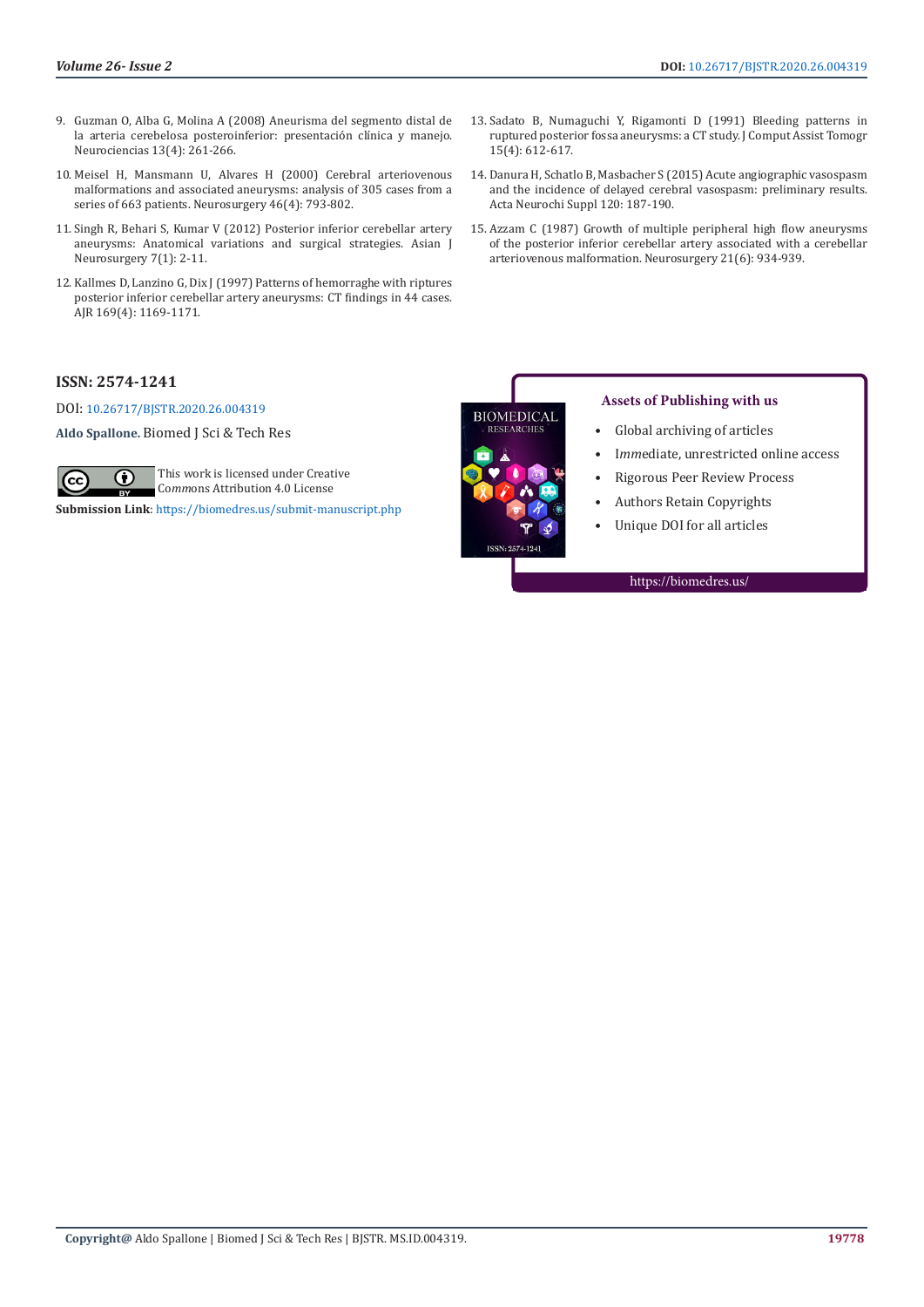9. Guzman O, Alba G, Molina A (2008) Aneurisma del segmento distal de la arteria cerebelosa posteroinferior: presentación clínica y manejo. Neurociencias 13(4): 261-266.
10. Meisel H, Mansmann U, Alvares H (2000) Cerebral arteriovenous malformations and associated aneurysms: analysis of 305 cases from a series of 663 patients. Neurosurgery 46(4): 793-802.
11. Singh R, Behari S, Kumar V (2012) Posterior inferior cerebellar artery aneurysms: Anatomical variations and surgical strategies. Asian J Neurosurgery 7(1): 2-11.
12. Kallmes D, Lanzino G, Dix J (1997) Patterns of hemorraghe with riptures posterior inferior cerebellar artery aneurysms: CT findings in 44 cases. AJR 169(4): 1169-1171.
13. Sadato B, Numaguchi Y, Rigamonti D (1991) Bleeding patterns in ruptured posterior fossa aneurysms: a CT study. J Comput Assist Tomogr 15(4): 612-617.
14. Danura H, Schatlo B, Masbacher S (2015) Acute angiographic vasospasm and the incidence of delayed cerebral vasospasm: preliminary results. Acta Neurochi Suppl 120: 187-190.
15. Azzam C (1987) Growth of multiple peripheral high flow aneurysms of the posterior inferior cerebellar artery associated with a cerebellar arteriovenous malformation. Neurosurgery 21(6): 934-939.

**ISSN: 2574-1241**

DOI: 10.26717/BJSTR.2020.26.004319

**Aldo Spallone.** Biomed J Sci & Tech Res

This work is licensed under Creative Commons Attribution 4.0 License

**Submission Link**: https://biomedres.us/submit-manuscript.php

BIOMEDICAL RESEARCHES

ISSN: 2574-1241

**Assets of Publishing with us**

- Global archiving of articles
- Immediate, unrestricted online access
- Rigorous Peer Review Process
- Authors Retain Copyrights
- Unique DOI for all articles

https://biomedres.us/